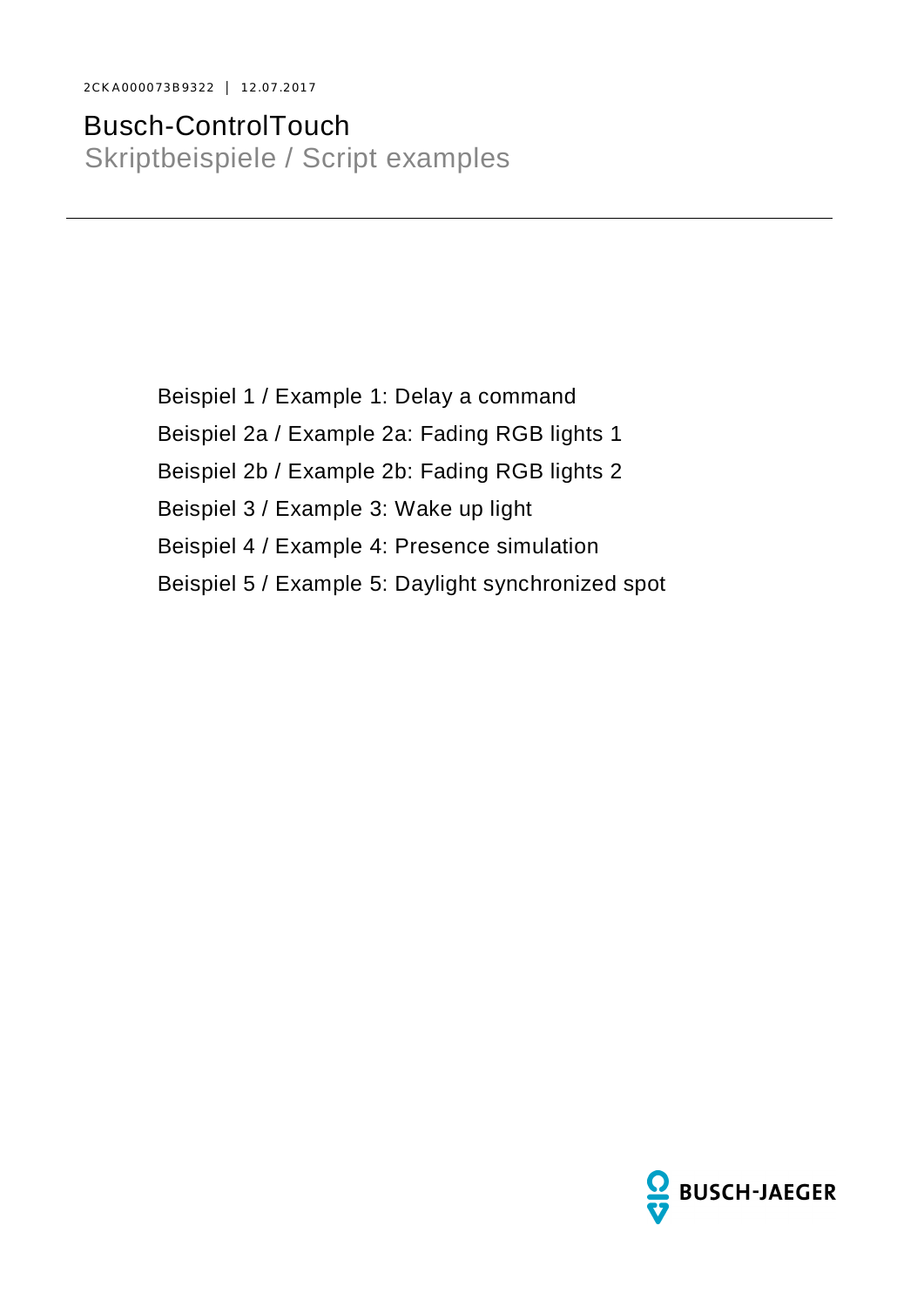2CKA000073B9322 | 12.07.2017

# Busch-ControlTouch

## Skriptbeispiele / Script examples

Beispiel 1 / Example 1: Delay a command

Beispiel 2a / Example 2a: Fading RGB lights 1

Beispiel 2b / Example 2b: Fading RGB lights 2

Beispiel 3 / Example 3: Wake up light

Beispiel 4 / Example 4: Presence simulation

Beispiel 5 / Example 5: Daylight synchronized spot

BUSCH-JAEGER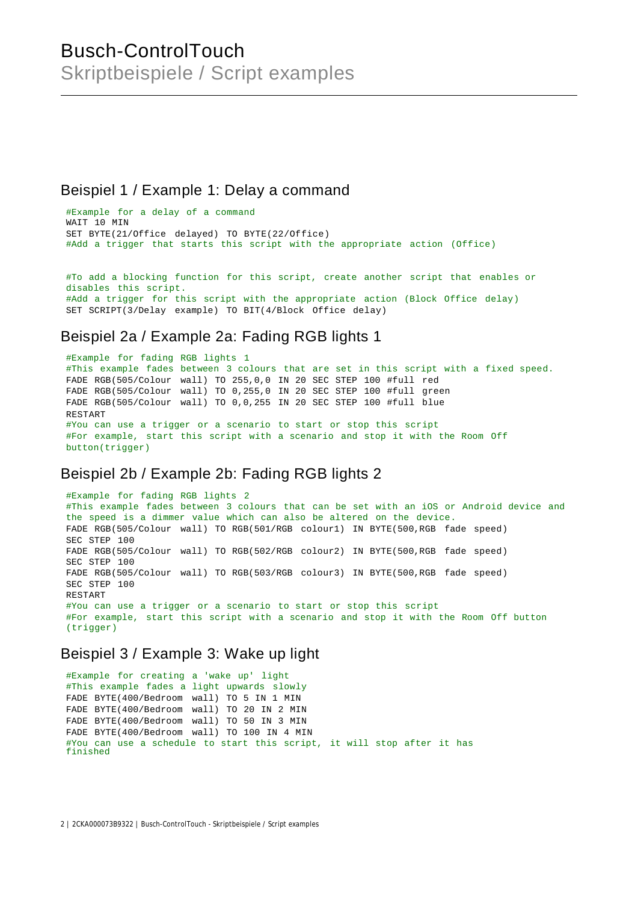# Busch-ControlTouch
## Skriptbeispiele / Script examples

### Beispiel 1 / Example 1: Delay a command

```
#Example for a delay of a command
WAIT 10 MIN
SET BYTE(21/Office delayed) TO BYTE(22/Office)
#Add a trigger that starts this script with the appropriate action (Office)


#To add a blocking function for this script, create another script that enables or
disables this script.
#Add a trigger for this script with the appropriate action (Block Office delay)
SET SCRIPT(3/Delay example) TO BIT(4/Block Office delay)
```

### Beispiel 2a / Example 2a: Fading RGB lights 1

```
#Example for fading RGB lights 1
#This example fades between 3 colours that are set in this script with a fixed speed.
FADE RGB(505/Colour wall) TO 255,0,0 IN 20 SEC STEP 100 #full red
FADE RGB(505/Colour wall) TO 0,255,0 IN 20 SEC STEP 100 #full green
FADE RGB(505/Colour wall) TO 0,0,255 IN 20 SEC STEP 100 #full blue
RESTART
#You can use a trigger or a scenario to start or stop this script
#For example, start this script with a scenario and stop it with the Room Off
button(trigger)
```

### Beispiel 2b / Example 2b: Fading RGB lights 2

```
#Example for fading RGB lights 2
#This example fades between 3 colours that can be set with an iOS or Android device and
the speed is a dimmer value which can also be altered on the device.
FADE RGB(505/Colour wall) TO RGB(501/RGB colour1) IN BYTE(500,RGB fade speed)
SEC STEP 100
FADE RGB(505/Colour wall) TO RGB(502/RGB colour2) IN BYTE(500,RGB fade speed)
SEC STEP 100
FADE RGB(505/Colour wall) TO RGB(503/RGB colour3) IN BYTE(500,RGB fade speed)
SEC STEP 100
RESTART
#You can use a trigger or a scenario to start or stop this script
#For example, start this script with a scenario and stop it with the Room Off button
(trigger)
```

### Beispiel 3 / Example 3: Wake up light

```
#Example for creating a 'wake up' light
#This example fades a light upwards slowly
FADE BYTE(400/Bedroom wall) TO 5 IN 1 MIN
FADE BYTE(400/Bedroom wall) TO 20 IN 2 MIN
FADE BYTE(400/Bedroom wall) TO 50 IN 3 MIN
FADE BYTE(400/Bedroom wall) TO 100 IN 4 MIN
#You can use a schedule to start this script, it will stop after it has
finished
```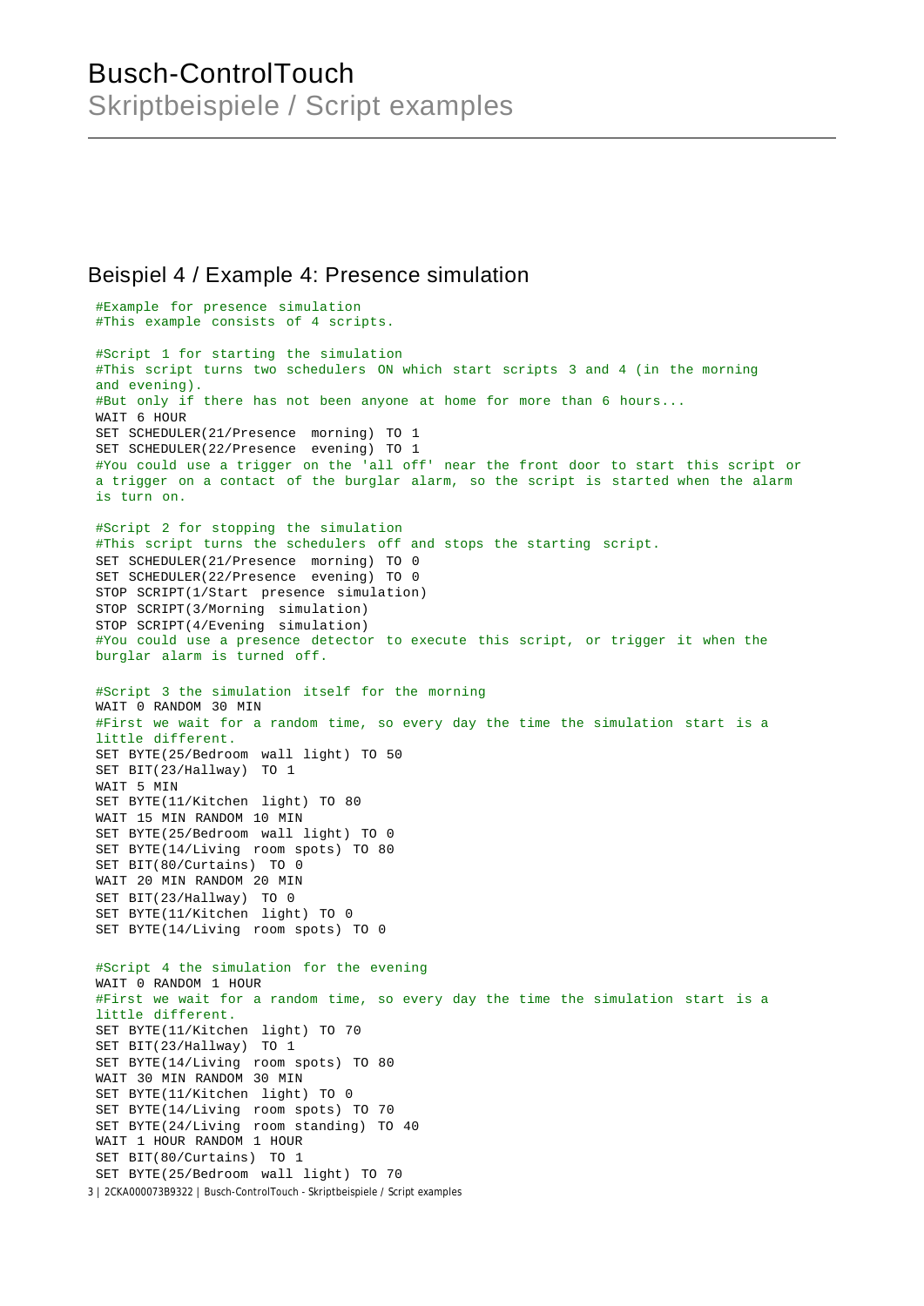# Busch-ControlTouch

## Skriptbeispiele / Script examples

## Beispiel 4 / Example 4: Presence simulation

```
#Example for presence simulation
#This example consists of 4 scripts.

#Script 1 for starting the simulation
#This script turns two schedulers ON which start scripts 3 and 4 (in the morning
and evening).
#But only if there has not been anyone at home for more than 6 hours...
WAIT 6 HOUR
SET SCHEDULER(21/Presence morning) TO 1
SET SCHEDULER(22/Presence evening) TO 1
#You could use a trigger on the 'all off' near the front door to start this script or
a trigger on a contact of the burglar alarm, so the script is started when the alarm
is turn on.

#Script 2 for stopping the simulation
#This script turns the schedulers off and stops the starting script.
SET SCHEDULER(21/Presence morning) TO 0
SET SCHEDULER(22/Presence evening) TO 0
STOP SCRIPT(1/Start presence simulation)
STOP SCRIPT(3/Morning simulation)
STOP SCRIPT(4/Evening simulation)
#You could use a presence detector to execute this script, or trigger it when the
burglar alarm is turned off.

#Script 3 the simulation itself for the morning
WAIT 0 RANDOM 30 MIN
#First we wait for a random time, so every day the time the simulation start is a
little different.
SET BYTE(25/Bedroom wall light) TO 50
SET BIT(23/Hallway) TO 1
WAIT 5 MIN
SET BYTE(11/Kitchen light) TO 80
WAIT 15 MIN RANDOM 10 MIN
SET BYTE(25/Bedroom wall light) TO 0
SET BYTE(14/Living room spots) TO 80
SET BIT(80/Curtains) TO 0
WAIT 20 MIN RANDOM 20 MIN
SET BIT(23/Hallway) TO 0
SET BYTE(11/Kitchen light) TO 0
SET BYTE(14/Living room spots) TO 0

#Script 4 the simulation for the evening
WAIT 0 RANDOM 1 HOUR
#First we wait for a random time, so every day the time the simulation start is a
little different.
SET BYTE(11/Kitchen light) TO 70
SET BIT(23/Hallway) TO 1
SET BYTE(14/Living room spots) TO 80
WAIT 30 MIN RANDOM 30 MIN
SET BYTE(11/Kitchen light) TO 0
SET BYTE(14/Living room spots) TO 70
SET BYTE(24/Living room standing) TO 40
WAIT 1 HOUR RANDOM 1 HOUR
SET BIT(80/Curtains) TO 1
SET BYTE(25/Bedroom wall light) TO 70
```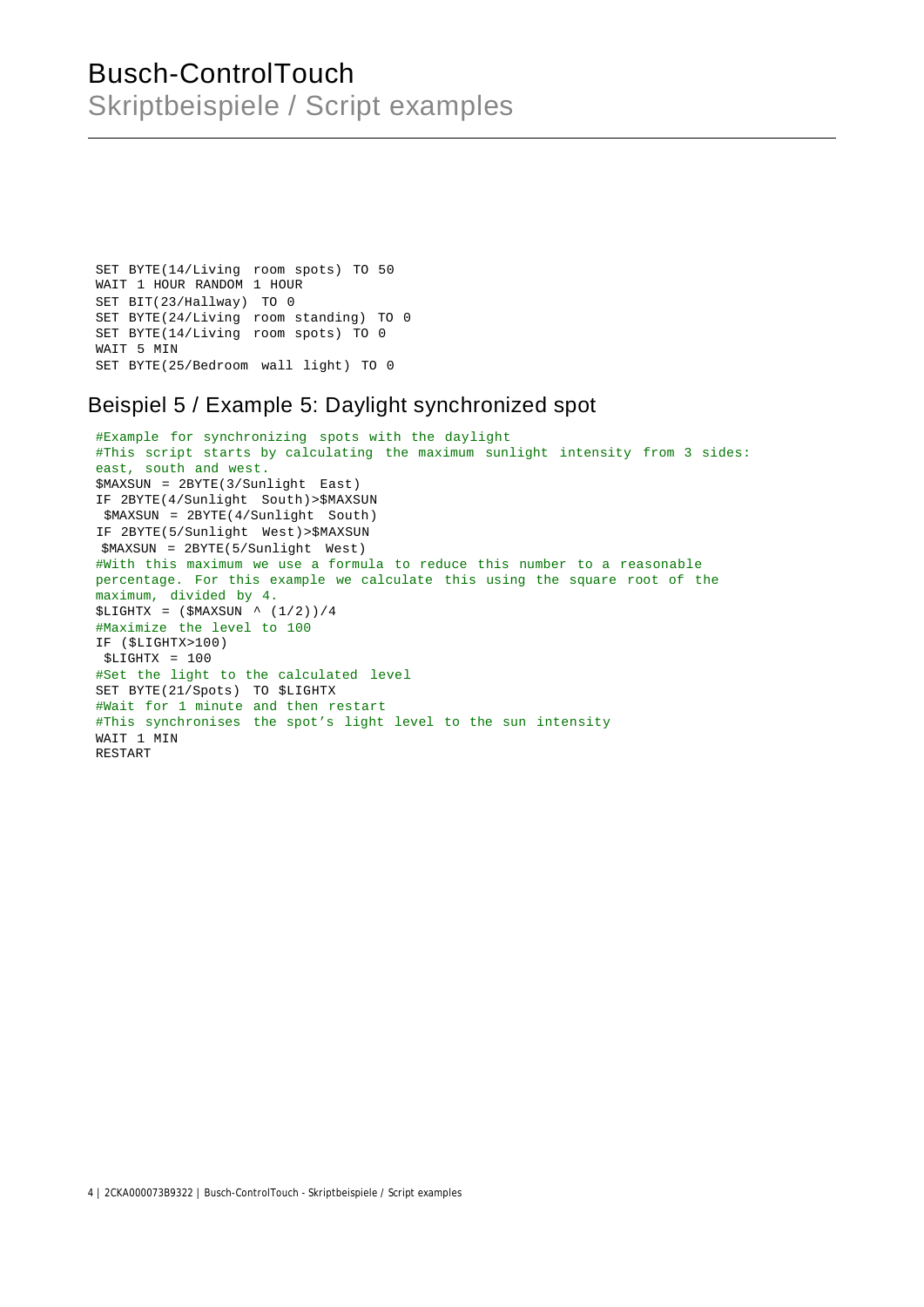```
SET BYTE(14/Living room spots) TO 50
WAIT 1 HOUR RANDOM 1 HOUR
SET BIT(23/Hallway) TO 0
SET BYTE(24/Living room standing) TO 0
SET BYTE(14/Living room spots) TO 0
WAIT 5 MIN
SET BYTE(25/Bedroom wall light) TO 0
```

## Beispiel 5 / Example 5: Daylight synchronized spot

```
#Example for synchronizing spots with the daylight
#This script starts by calculating the maximum sunlight intensity from 3 sides:
east, south and west.
$MAXSUN = 2BYTE(3/Sunlight East)
IF 2BYTE(4/Sunlight South)>$MAXSUN
 $MAXSUN = 2BYTE(4/Sunlight South)
IF 2BYTE(5/Sunlight West)>$MAXSUN
 $MAXSUN = 2BYTE(5/Sunlight West)
#With this maximum we use a formula to reduce this number to a reasonable
percentage. For this example we calculate this using the square root of the
maximum, divided by 4.
$LIGHTX = ($MAXSUN ^ (1/2))/4
#Maximize the level to 100
IF ($LIGHTX>100)
 $LIGHTX = 100
#Set the light to the calculated level
SET BYTE(21/Spots) TO $LIGHTX
#Wait for 1 minute and then restart
#This synchronises the spot's light level to the sun intensity
WAIT 1 MIN
RESTART
```